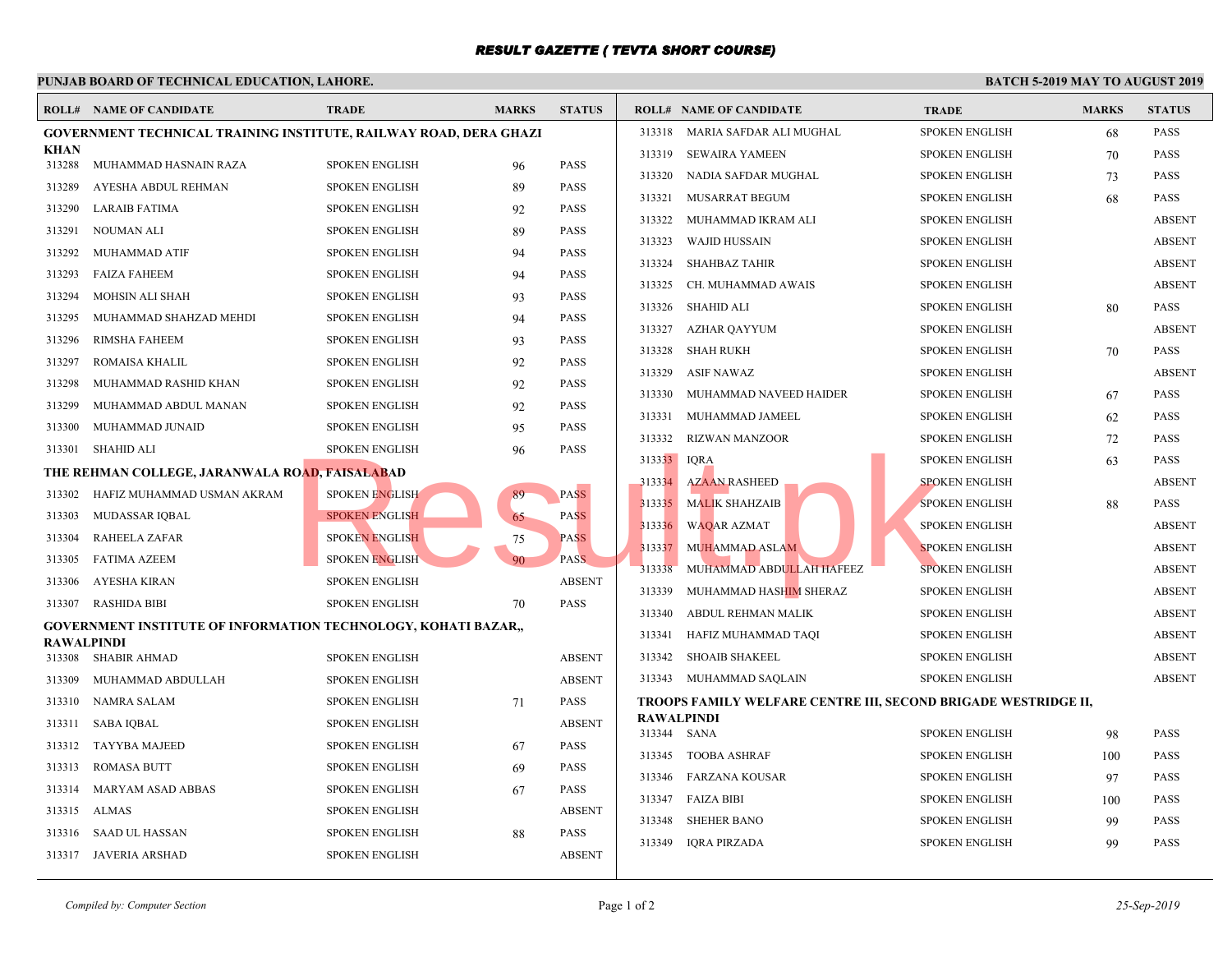# RESULT GAZETTE ( TEVTA SHORT COURSE)

**PUNJAB BOARD OF TECHNICAL EDUCATION, LAHORE.** — **BATCH 5-2019 MAY TO AUGUST 2019**

### GOVERNMENT TECHNICAL TRAINING INSTITUTE, RAILWAY ROAD, DERA GHAZI KHAN

| ROLL# | NAME OF CANDIDATE | TRADE | MARKS | STATUS |
|---|---|---|---|---|
| 313288 | MUHAMMAD HASNAIN RAZA | SPOKEN ENGLISH | 96 | PASS |
| 313289 | AYESHA ABDUL REHMAN | SPOKEN ENGLISH | 89 | PASS |
| 313290 | LARAIB FATIMA | SPOKEN ENGLISH | 92 | PASS |
| 313291 | NOUMAN ALI | SPOKEN ENGLISH | 89 | PASS |
| 313292 | MUHAMMAD ATIF | SPOKEN ENGLISH | 94 | PASS |
| 313293 | FAIZA FAHEEM | SPOKEN ENGLISH | 94 | PASS |
| 313294 | MOHSIN ALI SHAH | SPOKEN ENGLISH | 93 | PASS |
| 313295 | MUHAMMAD SHAHZAD MEHDI | SPOKEN ENGLISH | 94 | PASS |
| 313296 | RIMSHA FAHEEM | SPOKEN ENGLISH | 93 | PASS |
| 313297 | ROMAISA KHALIL | SPOKEN ENGLISH | 92 | PASS |
| 313298 | MUHAMMAD RASHID KHAN | SPOKEN ENGLISH | 92 | PASS |
| 313299 | MUHAMMAD ABDUL MANAN | SPOKEN ENGLISH | 92 | PASS |
| 313300 | MUHAMMAD JUNAID | SPOKEN ENGLISH | 95 | PASS |
| 313301 | SHAHID ALI | SPOKEN ENGLISH | 96 | PASS |

### THE REHMAN COLLEGE, JARANWALA ROAD, FAISALABAD

| ROLL# | NAME OF CANDIDATE | TRADE | MARKS | STATUS |
|---|---|---|---|---|
| 313302 | HAFIZ MUHAMMAD USMAN AKRAM | SPOKEN ENGLISH | 89 | PASS |
| 313303 | MUDASSAR IQBAL | SPOKEN ENGLISH | 65 | PASS |
| 313304 | RAHEELA ZAFAR | SPOKEN ENGLISH | 75 | PASS |
| 313305 | FATIMA AZEEM | SPOKEN ENGLISH | 90 | PASS |
| 313306 | AYESHA KIRAN | SPOKEN ENGLISH | | ABSENT |
| 313307 | RASHIDA BIBI | SPOKEN ENGLISH | 70 | PASS |

### GOVERNMENT INSTITUTE OF INFORMATION TECHNOLOGY, KOHATI BAZAR,, RAWALPINDI

| ROLL# | NAME OF CANDIDATE | TRADE | MARKS | STATUS |
|---|---|---|---|---|
| 313308 | SHABIR AHMAD | SPOKEN ENGLISH | | ABSENT |
| 313309 | MUHAMMAD ABDULLAH | SPOKEN ENGLISH | | ABSENT |
| 313310 | NAMRA SALAM | SPOKEN ENGLISH | 71 | PASS |
| 313311 | SABA IQBAL | SPOKEN ENGLISH | | ABSENT |
| 313312 | TAYYBA MAJEED | SPOKEN ENGLISH | 67 | PASS |
| 313313 | ROMASA BUTT | SPOKEN ENGLISH | 69 | PASS |
| 313314 | MARYAM ASAD ABBAS | SPOKEN ENGLISH | 67 | PASS |
| 313315 | ALMAS | SPOKEN ENGLISH | | ABSENT |
| 313316 | SAAD UL HASSAN | SPOKEN ENGLISH | 88 | PASS |
| 313317 | JAVERIA ARSHAD | SPOKEN ENGLISH | | ABSENT |
| 313318 | MARIA SAFDAR ALI MUGHAL | SPOKEN ENGLISH | 68 | PASS |
| 313319 | SEWAIRA YAMEEN | SPOKEN ENGLISH | 70 | PASS |
| 313320 | NADIA SAFDAR MUGHAL | SPOKEN ENGLISH | 73 | PASS |
| 313321 | MUSARRAT BEGUM | SPOKEN ENGLISH | 68 | PASS |
| 313322 | MUHAMMAD IKRAM ALI | SPOKEN ENGLISH | | ABSENT |
| 313323 | WAJID HUSSAIN | SPOKEN ENGLISH | | ABSENT |
| 313324 | SHAHBAZ TAHIR | SPOKEN ENGLISH | | ABSENT |
| 313325 | CH. MUHAMMAD AWAIS | SPOKEN ENGLISH | | ABSENT |
| 313326 | SHAHID ALI | SPOKEN ENGLISH | 80 | PASS |
| 313327 | AZHAR QAYYUM | SPOKEN ENGLISH | | ABSENT |
| 313328 | SHAH RUKH | SPOKEN ENGLISH | 70 | PASS |
| 313329 | ASIF NAWAZ | SPOKEN ENGLISH | | ABSENT |
| 313330 | MUHAMMAD NAVEED HAIDER | SPOKEN ENGLISH | 67 | PASS |
| 313331 | MUHAMMAD JAMEEL | SPOKEN ENGLISH | 62 | PASS |
| 313332 | RIZWAN MANZOOR | SPOKEN ENGLISH | 72 | PASS |
| 313333 | IQRA | SPOKEN ENGLISH | 63 | PASS |
| 313334 | AZAAN RASHEED | SPOKEN ENGLISH | | ABSENT |
| 313335 | MALIK SHAHZAIB | SPOKEN ENGLISH | 88 | PASS |
| 313336 | WAQAR AZMAT | SPOKEN ENGLISH | | ABSENT |
| 313337 | MUHAMMAD ASLAM | SPOKEN ENGLISH | | ABSENT |
| 313338 | MUHAMMAD ABDULLAH HAFEEZ | SPOKEN ENGLISH | | ABSENT |
| 313339 | MUHAMMAD HASHIM SHERAZ | SPOKEN ENGLISH | | ABSENT |
| 313340 | ABDUL REHMAN MALIK | SPOKEN ENGLISH | | ABSENT |
| 313341 | HAFIZ MUHAMMAD TAQI | SPOKEN ENGLISH | | ABSENT |
| 313342 | SHOAIB SHAKEEL | SPOKEN ENGLISH | | ABSENT |
| 313343 | MUHAMMAD SAQLAIN | SPOKEN ENGLISH | | ABSENT |

### TROOPS FAMILY WELFARE CENTRE III, SECOND BRIGADE WESTRIDGE II, RAWALPINDI

| ROLL# | NAME OF CANDIDATE | TRADE | MARKS | STATUS |
|---|---|---|---|---|
| 313344 | SANA | SPOKEN ENGLISH | 98 | PASS |
| 313345 | TOOBA ASHRAF | SPOKEN ENGLISH | 100 | PASS |
| 313346 | FARZANA KOUSAR | SPOKEN ENGLISH | 97 | PASS |
| 313347 | FAIZA BIBI | SPOKEN ENGLISH | 100 | PASS |
| 313348 | SHEHER BANO | SPOKEN ENGLISH | 99 | PASS |
| 313349 | IQRA PIRZADA | SPOKEN ENGLISH | 99 | PASS |

*Compiled by: Computer Section* — *25-Sep-2019*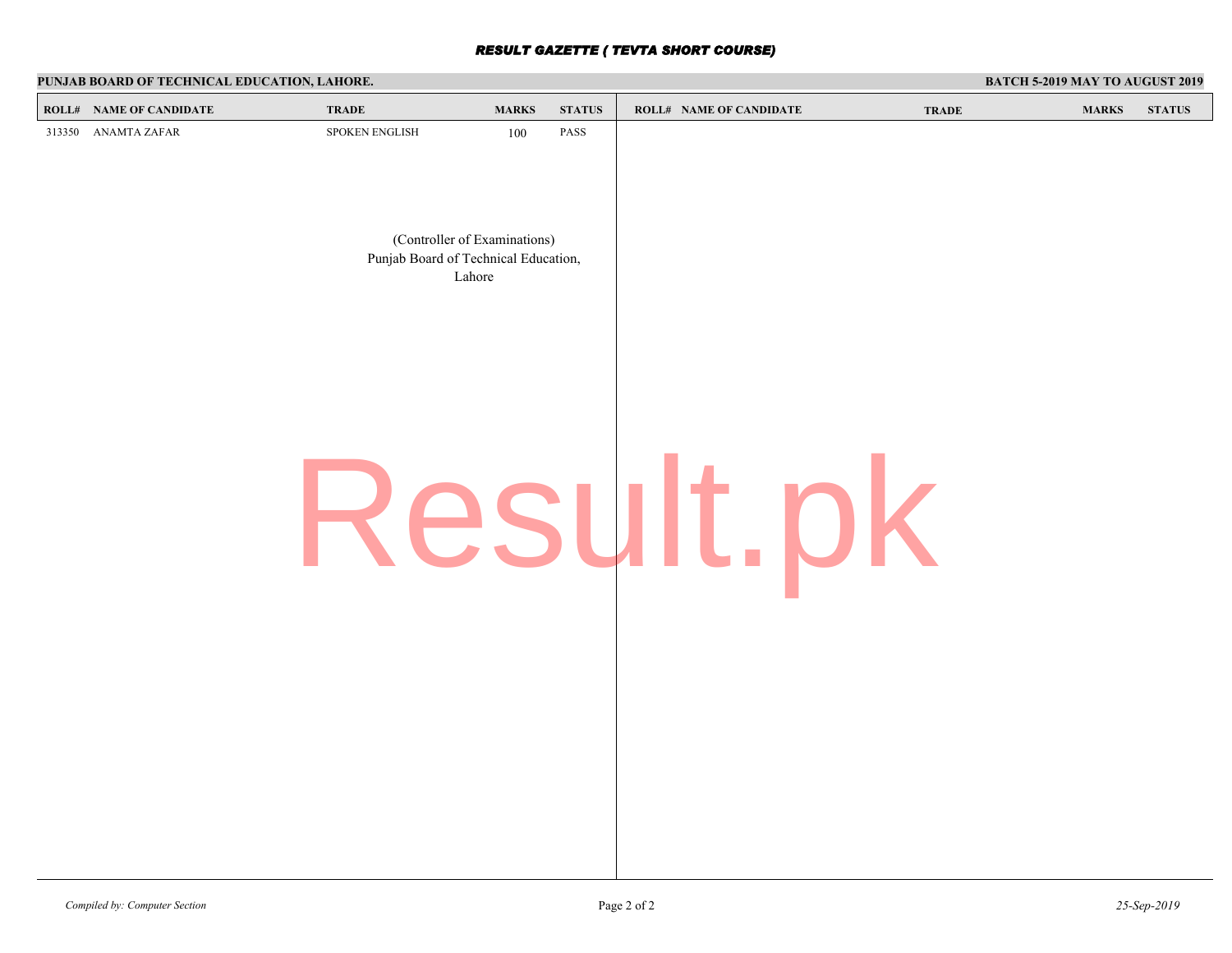**RESULT GAZETTE ( TEVTA SHORT COURSE)**

**PUNJAB BOARD OF TECHNICAL EDUCATION, LAHORE.** **BATCH 5-2019 MAY TO AUGUST 2019**

| ROLL# | NAME OF CANDIDATE | TRADE | MARKS | STATUS | ROLL# | NAME OF CANDIDATE | TRADE | MARKS | STATUS |
|---|---|---|---|---|---|---|---|---|---|
| 313350 | ANAMTA ZAFAR | SPOKEN ENGLISH | 100 | PASS | | | | | |

(Controller of Examinations)
Punjab Board of Technical Education,
Lahore

Result.pk

*Compiled by: Computer Section* *25-Sep-2019*